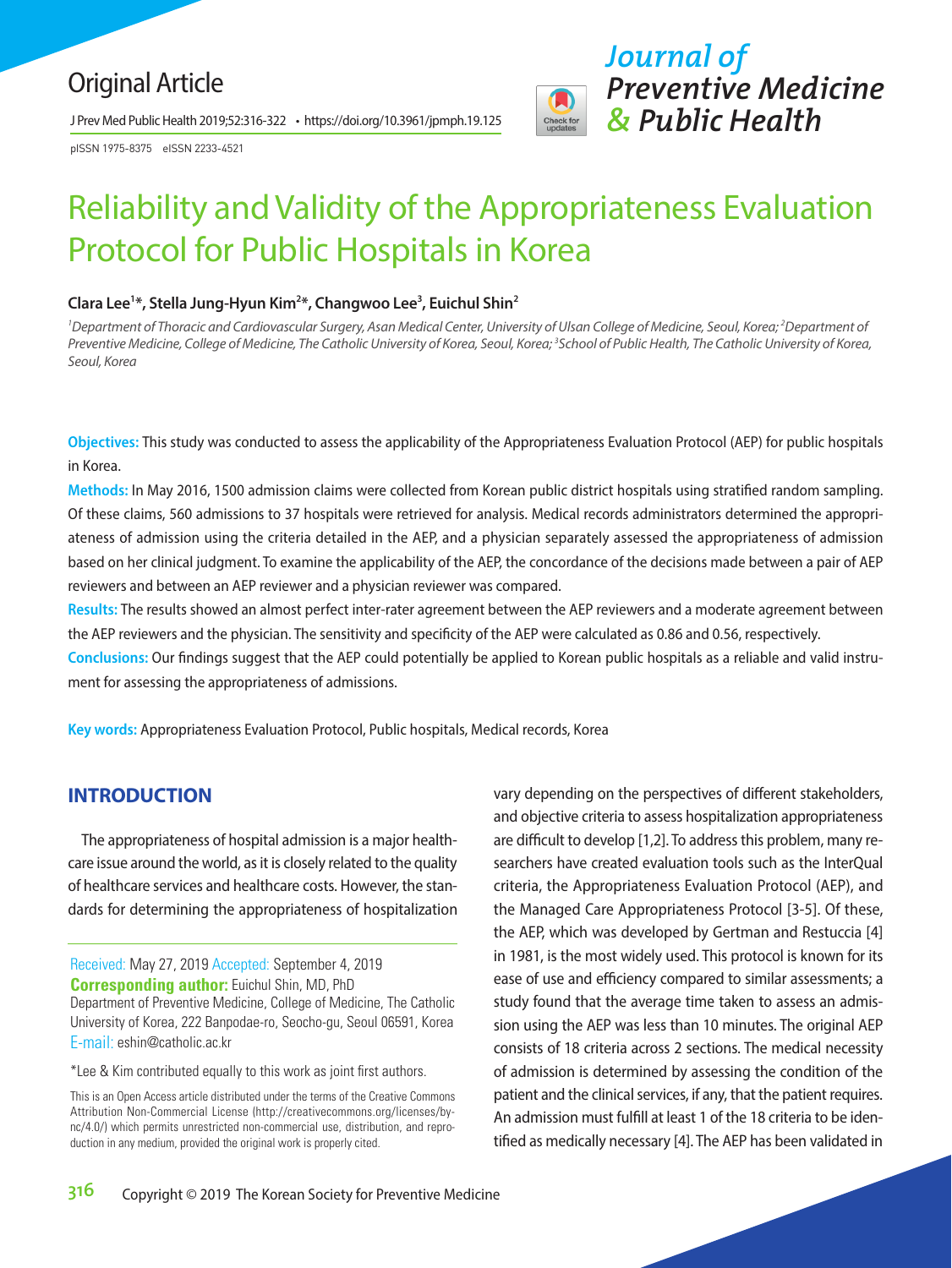Original Article

# Reliability and Validity of the Appropriateness Evaluation Protocol for Public Hospitals in Korea

**Clara Lee[1]\*, Stella Jung-Hyun Kim[2]\*, Changwoo Lee[3], Euichul Shin[2]**

*[1]Department of Thoracic and Cardiovascular Surgery, Asan Medical Center, University of Ulsan College of Medicine, Seoul, Korea; [2]Department of Preventive Medicine, College of Medicine, The Catholic University of Korea, Seoul, Korea; [3]School of Public Health, The Catholic University of Korea, Seoul, Korea*

**Objectives:** This study was conducted to assess the applicability of the Appropriateness Evaluation Protocol (AEP) for public hospitals in Korea.

**Methods:** In May 2016, 1500 admission claims were collected from Korean public district hospitals using stratified random sampling. Of these claims, 560 admissions to 37 hospitals were retrieved for analysis. Medical records administrators determined the appropriateness of admission using the criteria detailed in the AEP, and a physician separately assessed the appropriateness of admission based on her clinical judgment. To examine the applicability of the AEP, the concordance of the decisions made between a pair of AEP reviewers and between an AEP reviewer and a physician reviewer was compared.

**Results:** The results showed an almost perfect inter-rater agreement between the AEP reviewers and a moderate agreement between the AEP reviewers and the physician. The sensitivity and specificity of the AEP were calculated as 0.86 and 0.56, respectively.

**Conclusions:** Our findings suggest that the AEP could potentially be applied to Korean public hospitals as a reliable and valid instrument for assessing the appropriateness of admissions.

**Key words:** Appropriateness Evaluation Protocol, Public hospitals, Medical records, Korea

## INTRODUCTION

The appropriateness of hospital admission is a major healthcare issue around the world, as it is closely related to the quality of healthcare services and healthcare costs. However, the standards for determining the appropriateness of hospitalization vary depending on the perspectives of different stakeholders, and objective criteria to assess hospitalization appropriateness are difficult to develop [1,2]. To address this problem, many researchers have created evaluation tools such as the InterQual criteria, the Appropriateness Evaluation Protocol (AEP), and the Managed Care Appropriateness Protocol [3-5]. Of these, the AEP, which was developed by Gertman and Restuccia [4] in 1981, is the most widely used. This protocol is known for its ease of use and efficiency compared to similar assessments; a study found that the average time taken to assess an admission using the AEP was less than 10 minutes. The original AEP consists of 18 criteria across 2 sections. The medical necessity of admission is determined by assessing the condition of the patient and the clinical services, if any, that the patient requires. An admission must fulfill at least 1 of the 18 criteria to be identified as medically necessary [4]. The AEP has been validated in

Received: May 27, 2019 Accepted: September 4, 2019

**Corresponding author:** Euichul Shin, MD, PhD
Department of Preventive Medicine, College of Medicine, The Catholic University of Korea, 222 Banpodae-ro, Seocho-gu, Seoul 06591, Korea
E-mail: eshin@catholic.ac.kr

\*Lee & Kim contributed equally to this work as joint first authors.

This is an Open Access article distributed under the terms of the Creative Commons Attribution Non-Commercial License (http://creativecommons.org/licenses/by-nc/4.0/) which permits unrestricted non-commercial use, distribution, and reproduction in any medium, provided the original work is properly cited.

Copyright © 2019 The Korean Society for Preventive Medicine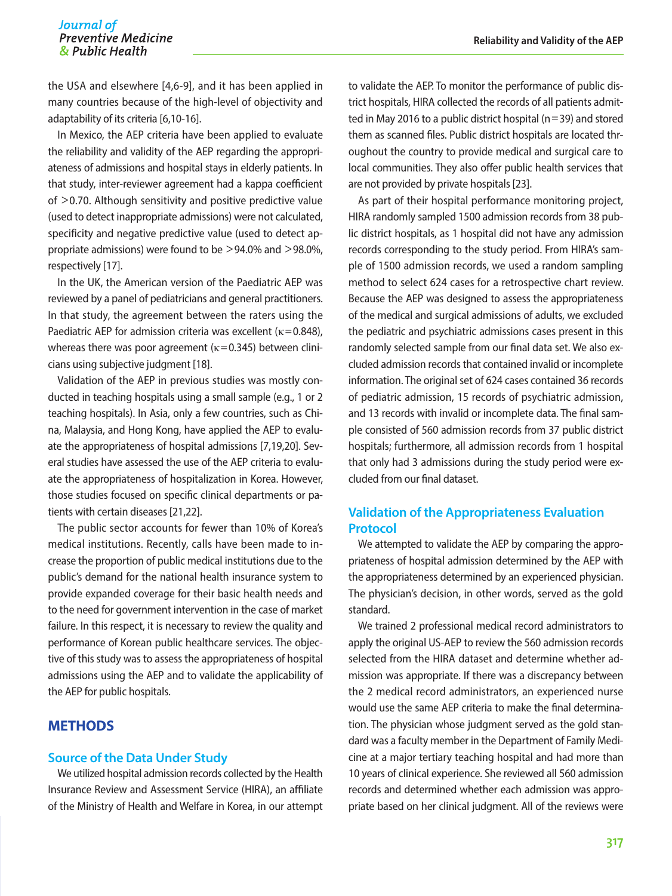the USA and elsewhere [4,6-9], and it has been applied in many countries because of the high-level of objectivity and adaptability of its criteria [6,10-16].

In Mexico, the AEP criteria have been applied to evaluate the reliability and validity of the AEP regarding the appropriateness of admissions and hospital stays in elderly patients. In that study, inter-reviewer agreement had a kappa coefficient of >0.70. Although sensitivity and positive predictive value (used to detect inappropriate admissions) were not calculated, specificity and negative predictive value (used to detect appropriate admissions) were found to be >94.0% and >98.0%, respectively [17].

In the UK, the American version of the Paediatric AEP was reviewed by a panel of pediatricians and general practitioners. In that study, the agreement between the raters using the Paediatric AEP for admission criteria was excellent ($\kappa$=0.848), whereas there was poor agreement ($\kappa$=0.345) between clinicians using subjective judgment [18].

Validation of the AEP in previous studies was mostly conducted in teaching hospitals using a small sample (e.g., 1 or 2 teaching hospitals). In Asia, only a few countries, such as China, Malaysia, and Hong Kong, have applied the AEP to evaluate the appropriateness of hospital admissions [7,19,20]. Several studies have assessed the use of the AEP criteria to evaluate the appropriateness of hospitalization in Korea. However, those studies focused on specific clinical departments or patients with certain diseases [21,22].

The public sector accounts for fewer than 10% of Korea's medical institutions. Recently, calls have been made to increase the proportion of public medical institutions due to the public's demand for the national health insurance system to provide expanded coverage for their basic health needs and to the need for government intervention in the case of market failure. In this respect, it is necessary to review the quality and performance of Korean public healthcare services. The objective of this study was to assess the appropriateness of hospital admissions using the AEP and to validate the applicability of the AEP for public hospitals.

## METHODS

### Source of the Data Under Study

We utilized hospital admission records collected by the Health Insurance Review and Assessment Service (HIRA), an affiliate of the Ministry of Health and Welfare in Korea, in our attempt to validate the AEP. To monitor the performance of public district hospitals, HIRA collected the records of all patients admitted in May 2016 to a public district hospital (n=39) and stored them as scanned files. Public district hospitals are located throughout the country to provide medical and surgical care to local communities. They also offer public health services that are not provided by private hospitals [23].

As part of their hospital performance monitoring project, HIRA randomly sampled 1500 admission records from 38 public district hospitals, as 1 hospital did not have any admission records corresponding to the study period. From HIRA's sample of 1500 admission records, we used a random sampling method to select 624 cases for a retrospective chart review. Because the AEP was designed to assess the appropriateness of the medical and surgical admissions of adults, we excluded the pediatric and psychiatric admissions cases present in this randomly selected sample from our final data set. We also excluded admission records that contained invalid or incomplete information. The original set of 624 cases contained 36 records of pediatric admission, 15 records of psychiatric admission, and 13 records with invalid or incomplete data. The final sample consisted of 560 admission records from 37 public district hospitals; furthermore, all admission records from 1 hospital that only had 3 admissions during the study period were excluded from our final dataset.

### Validation of the Appropriateness Evaluation Protocol

We attempted to validate the AEP by comparing the appropriateness of hospital admission determined by the AEP with the appropriateness determined by an experienced physician. The physician's decision, in other words, served as the gold standard.

We trained 2 professional medical record administrators to apply the original US-AEP to review the 560 admission records selected from the HIRA dataset and determine whether admission was appropriate. If there was a discrepancy between the 2 medical record administrators, an experienced nurse would use the same AEP criteria to make the final determination. The physician whose judgment served as the gold standard was a faculty member in the Department of Family Medicine at a major tertiary teaching hospital and had more than 10 years of clinical experience. She reviewed all 560 admission records and determined whether each admission was appropriate based on her clinical judgment. All of the reviews were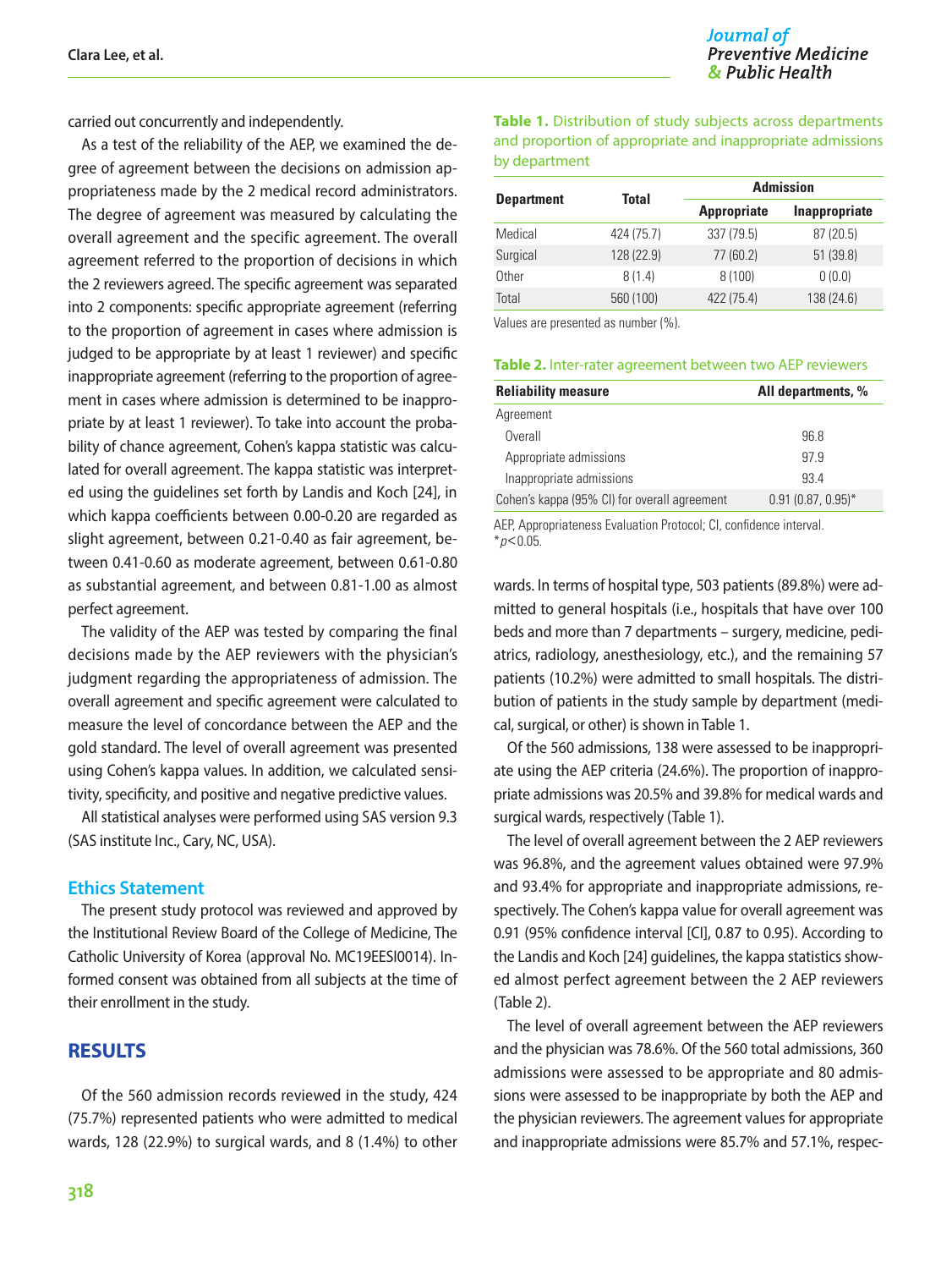carried out concurrently and independently.

As a test of the reliability of the AEP, we examined the degree of agreement between the decisions on admission appropriateness made by the 2 medical record administrators. The degree of agreement was measured by calculating the overall agreement and the specific agreement. The overall agreement referred to the proportion of decisions in which the 2 reviewers agreed. The specific agreement was separated into 2 components: specific appropriate agreement (referring to the proportion of agreement in cases where admission is judged to be appropriate by at least 1 reviewer) and specific inappropriate agreement (referring to the proportion of agreement in cases where admission is determined to be inappropriate by at least 1 reviewer). To take into account the probability of chance agreement, Cohen's kappa statistic was calculated for overall agreement. The kappa statistic was interpreted using the guidelines set forth by Landis and Koch [24], in which kappa coefficients between 0.00-0.20 are regarded as slight agreement, between 0.21-0.40 as fair agreement, between 0.41-0.60 as moderate agreement, between 0.61-0.80 as substantial agreement, and between 0.81-1.00 as almost perfect agreement.

The validity of the AEP was tested by comparing the final decisions made by the AEP reviewers with the physician's judgment regarding the appropriateness of admission. The overall agreement and specific agreement were calculated to measure the level of concordance between the AEP and the gold standard. The level of overall agreement was presented using Cohen's kappa values. In addition, we calculated sensitivity, specificity, and positive and negative predictive values.

All statistical analyses were performed using SAS version 9.3 (SAS institute Inc., Cary, NC, USA).

### Ethics Statement

The present study protocol was reviewed and approved by the Institutional Review Board of the College of Medicine, The Catholic University of Korea (approval No. MC19EESI0014). Informed consent was obtained from all subjects at the time of their enrollment in the study.

## RESULTS

Of the 560 admission records reviewed in the study, 424 (75.7%) represented patients who were admitted to medical wards, 128 (22.9%) to surgical wards, and 8 (1.4%) to other wards. In terms of hospital type, 503 patients (89.8%) were admitted to general hospitals (i.e., hospitals that have over 100 beds and more than 7 departments – surgery, medicine, pediatrics, radiology, anesthesiology, etc.), and the remaining 57 patients (10.2%) were admitted to small hospitals. The distribution of patients in the study sample by department (medical, surgical, or other) is shown in Table 1.

**Table 1.** Distribution of study subjects across departments and proportion of appropriate and inappropriate admissions by department

| Department | Total | Admission | |
|---|---|---|---|
| | | Appropriate | Inappropriate |
| Medical | 424 (75.7) | 337 (79.5) | 87 (20.5) |
| Surgical | 128 (22.9) | 77 (60.2) | 51 (39.8) |
| Other | 8 (1.4) | 8 (100) | 0 (0.0) |
| Total | 560 (100) | 422 (75.4) | 138 (24.6) |

Values are presented as number (%).

**Table 2.** Inter-rater agreement between two AEP reviewers

| Reliability measure | All departments, % |
|---|---|
| Agreement | |
| Overall | 96.8 |
| Appropriate admissions | 97.9 |
| Inappropriate admissions | 93.4 |
| Cohen's kappa (95% CI) for overall agreement | 0.91 (0.87, 0.95)* |

AEP, Appropriateness Evaluation Protocol; CI, confidence interval.
*$p<0.05$.

Of the 560 admissions, 138 were assessed to be inappropriate using the AEP criteria (24.6%). The proportion of inappropriate admissions was 20.5% and 39.8% for medical wards and surgical wards, respectively (Table 1).

The level of overall agreement between the 2 AEP reviewers was 96.8%, and the agreement values obtained were 97.9% and 93.4% for appropriate and inappropriate admissions, respectively. The Cohen's kappa value for overall agreement was 0.91 (95% confidence interval [CI], 0.87 to 0.95). According to the Landis and Koch [24] guidelines, the kappa statistics showed almost perfect agreement between the 2 AEP reviewers (Table 2).

The level of overall agreement between the AEP reviewers and the physician was 78.6%. Of the 560 total admissions, 360 admissions were assessed to be appropriate and 80 admissions were assessed to be inappropriate by both the AEP and the physician reviewers. The agreement values for appropriate and inappropriate admissions were 85.7% and 57.1%, respec-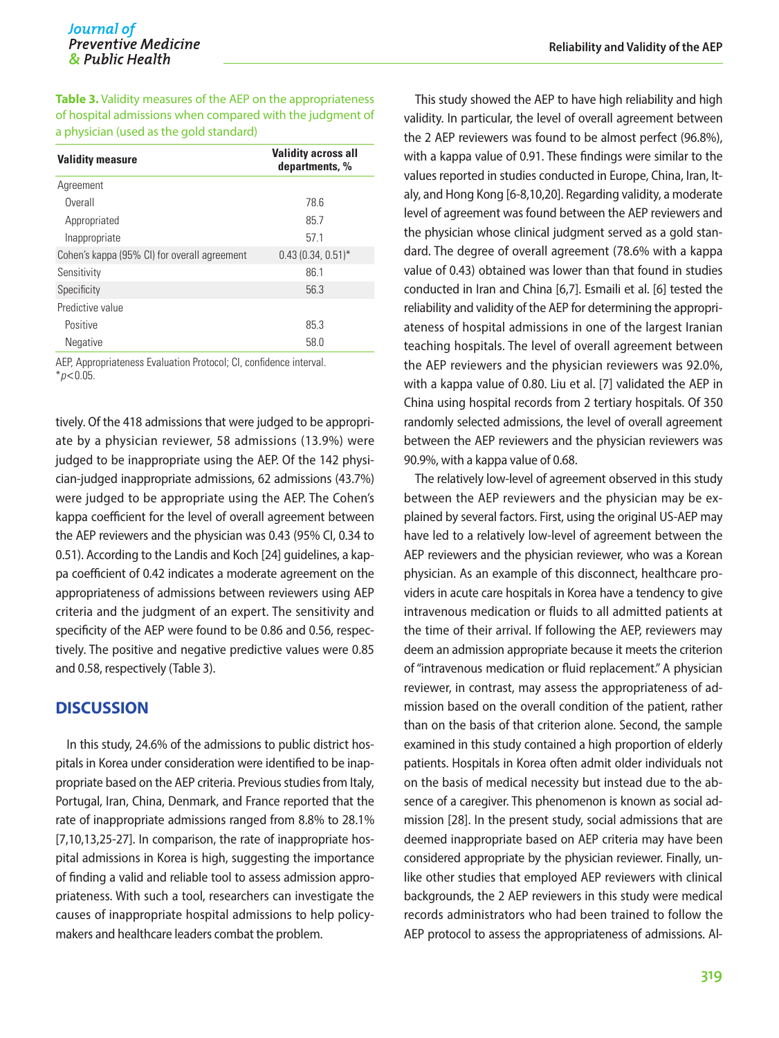**Table 3.** Validity measures of the AEP on the appropriateness of hospital admissions when compared with the judgment of a physician (used as the gold standard)

| Validity measure | Validity across all departments, % |
|---|---|
| Agreement | |
| Overall | 78.6 |
| Appropriated | 85.7 |
| Inappropriate | 57.1 |
| Cohen's kappa (95% CI) for overall agreement | 0.43 (0.34, 0.51)* |
| Sensitivity | 86.1 |
| Specificity | 56.3 |
| Predictive value | |
| Positive | 85.3 |
| Negative | 58.0 |

AEP, Appropriateness Evaluation Protocol; CI, confidence interval.
*$p<0.05$.

tively. Of the 418 admissions that were judged to be appropriate by a physician reviewer, 58 admissions (13.9%) were judged to be inappropriate using the AEP. Of the 142 physician-judged inappropriate admissions, 62 admissions (43.7%) were judged to be appropriate using the AEP. The Cohen's kappa coefficient for the level of overall agreement between the AEP reviewers and the physician was 0.43 (95% CI, 0.34 to 0.51). According to the Landis and Koch [24] guidelines, a kappa coefficient of 0.42 indicates a moderate agreement on the appropriateness of admissions between reviewers using AEP criteria and the judgment of an expert. The sensitivity and specificity of the AEP were found to be 0.86 and 0.56, respectively. The positive and negative predictive values were 0.85 and 0.58, respectively (Table 3).

## DISCUSSION

In this study, 24.6% of the admissions to public district hospitals in Korea under consideration were identified to be inappropriate based on the AEP criteria. Previous studies from Italy, Portugal, Iran, China, Denmark, and France reported that the rate of inappropriate admissions ranged from 8.8% to 28.1% [7,10,13,25-27]. In comparison, the rate of inappropriate hospital admissions in Korea is high, suggesting the importance of finding a valid and reliable tool to assess admission appropriateness. With such a tool, researchers can investigate the causes of inappropriate hospital admissions to help policymakers and healthcare leaders combat the problem.

This study showed the AEP to have high reliability and high validity. In particular, the level of overall agreement between the 2 AEP reviewers was found to be almost perfect (96.8%), with a kappa value of 0.91. These findings were similar to the values reported in studies conducted in Europe, China, Iran, Italy, and Hong Kong [6-8,10,20]. Regarding validity, a moderate level of agreement was found between the AEP reviewers and the physician whose clinical judgment served as a gold standard. The degree of overall agreement (78.6% with a kappa value of 0.43) obtained was lower than that found in studies conducted in Iran and China [6,7]. Esmaili et al. [6] tested the reliability and validity of the AEP for determining the appropriateness of hospital admissions in one of the largest Iranian teaching hospitals. The level of overall agreement between the AEP reviewers and the physician reviewers was 92.0%, with a kappa value of 0.80. Liu et al. [7] validated the AEP in China using hospital records from 2 tertiary hospitals. Of 350 randomly selected admissions, the level of overall agreement between the AEP reviewers and the physician reviewers was 90.9%, with a kappa value of 0.68.

The relatively low-level of agreement observed in this study between the AEP reviewers and the physician may be explained by several factors. First, using the original US-AEP may have led to a relatively low-level of agreement between the AEP reviewers and the physician reviewer, who was a Korean physician. As an example of this disconnect, healthcare providers in acute care hospitals in Korea have a tendency to give intravenous medication or fluids to all admitted patients at the time of their arrival. If following the AEP, reviewers may deem an admission appropriate because it meets the criterion of "intravenous medication or fluid replacement." A physician reviewer, in contrast, may assess the appropriateness of admission based on the overall condition of the patient, rather than on the basis of that criterion alone. Second, the sample examined in this study contained a high proportion of elderly patients. Hospitals in Korea often admit older individuals not on the basis of medical necessity but instead due to the absence of a caregiver. This phenomenon is known as social admission [28]. In the present study, social admissions that are deemed inappropriate based on AEP criteria may have been considered appropriate by the physician reviewer. Finally, unlike other studies that employed AEP reviewers with clinical backgrounds, the 2 AEP reviewers in this study were medical records administrators who had been trained to follow the AEP protocol to assess the appropriateness of admissions. Al-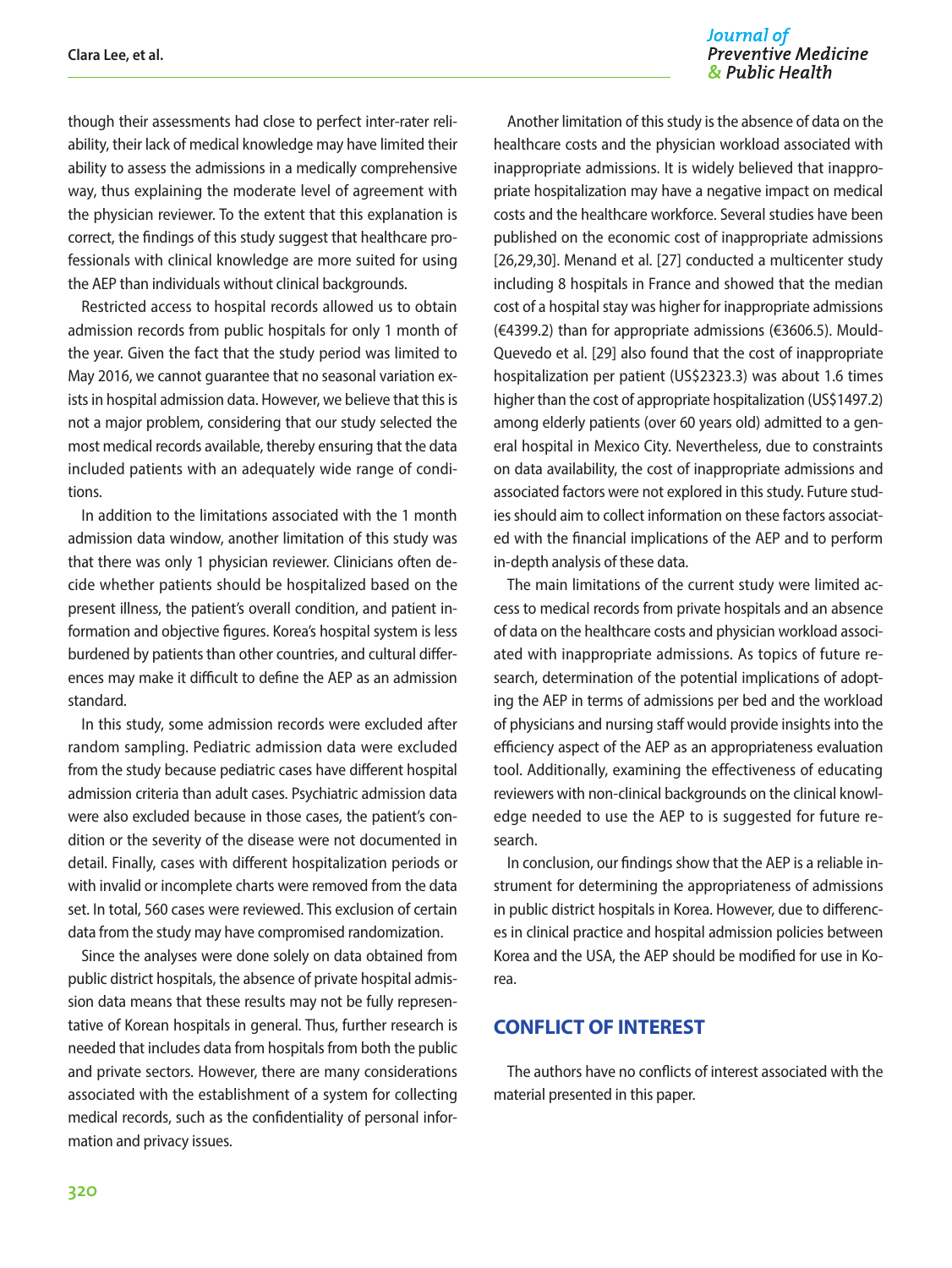though their assessments had close to perfect inter-rater reliability, their lack of medical knowledge may have limited their ability to assess the admissions in a medically comprehensive way, thus explaining the moderate level of agreement with the physician reviewer. To the extent that this explanation is correct, the findings of this study suggest that healthcare professionals with clinical knowledge are more suited for using the AEP than individuals without clinical backgrounds.

Restricted access to hospital records allowed us to obtain admission records from public hospitals for only 1 month of the year. Given the fact that the study period was limited to May 2016, we cannot guarantee that no seasonal variation exists in hospital admission data. However, we believe that this is not a major problem, considering that our study selected the most medical records available, thereby ensuring that the data included patients with an adequately wide range of conditions.

In addition to the limitations associated with the 1 month admission data window, another limitation of this study was that there was only 1 physician reviewer. Clinicians often decide whether patients should be hospitalized based on the present illness, the patient's overall condition, and patient information and objective figures. Korea's hospital system is less burdened by patients than other countries, and cultural differences may make it difficult to define the AEP as an admission standard.

In this study, some admission records were excluded after random sampling. Pediatric admission data were excluded from the study because pediatric cases have different hospital admission criteria than adult cases. Psychiatric admission data were also excluded because in those cases, the patient's condition or the severity of the disease were not documented in detail. Finally, cases with different hospitalization periods or with invalid or incomplete charts were removed from the data set. In total, 560 cases were reviewed. This exclusion of certain data from the study may have compromised randomization.

Since the analyses were done solely on data obtained from public district hospitals, the absence of private hospital admission data means that these results may not be fully representative of Korean hospitals in general. Thus, further research is needed that includes data from hospitals from both the public and private sectors. However, there are many considerations associated with the establishment of a system for collecting medical records, such as the confidentiality of personal information and privacy issues.

Another limitation of this study is the absence of data on the healthcare costs and the physician workload associated with inappropriate admissions. It is widely believed that inappropriate hospitalization may have a negative impact on medical costs and the healthcare workforce. Several studies have been published on the economic cost of inappropriate admissions [26,29,30]. Menand et al. [27] conducted a multicenter study including 8 hospitals in France and showed that the median cost of a hospital stay was higher for inappropriate admissions (€4399.2) than for appropriate admissions (€3606.5). Mould-Quevedo et al. [29] also found that the cost of inappropriate hospitalization per patient (US$2323.3) was about 1.6 times higher than the cost of appropriate hospitalization (US$1497.2) among elderly patients (over 60 years old) admitted to a general hospital in Mexico City. Nevertheless, due to constraints on data availability, the cost of inappropriate admissions and associated factors were not explored in this study. Future studies should aim to collect information on these factors associated with the financial implications of the AEP and to perform in-depth analysis of these data.

The main limitations of the current study were limited access to medical records from private hospitals and an absence of data on the healthcare costs and physician workload associated with inappropriate admissions. As topics of future research, determination of the potential implications of adopting the AEP in terms of admissions per bed and the workload of physicians and nursing staff would provide insights into the efficiency aspect of the AEP as an appropriateness evaluation tool. Additionally, examining the effectiveness of educating reviewers with non-clinical backgrounds on the clinical knowledge needed to use the AEP to is suggested for future research.

In conclusion, our findings show that the AEP is a reliable instrument for determining the appropriateness of admissions in public district hospitals in Korea. However, due to differences in clinical practice and hospital admission policies between Korea and the USA, the AEP should be modified for use in Korea.

## CONFLICT OF INTEREST

The authors have no conflicts of interest associated with the material presented in this paper.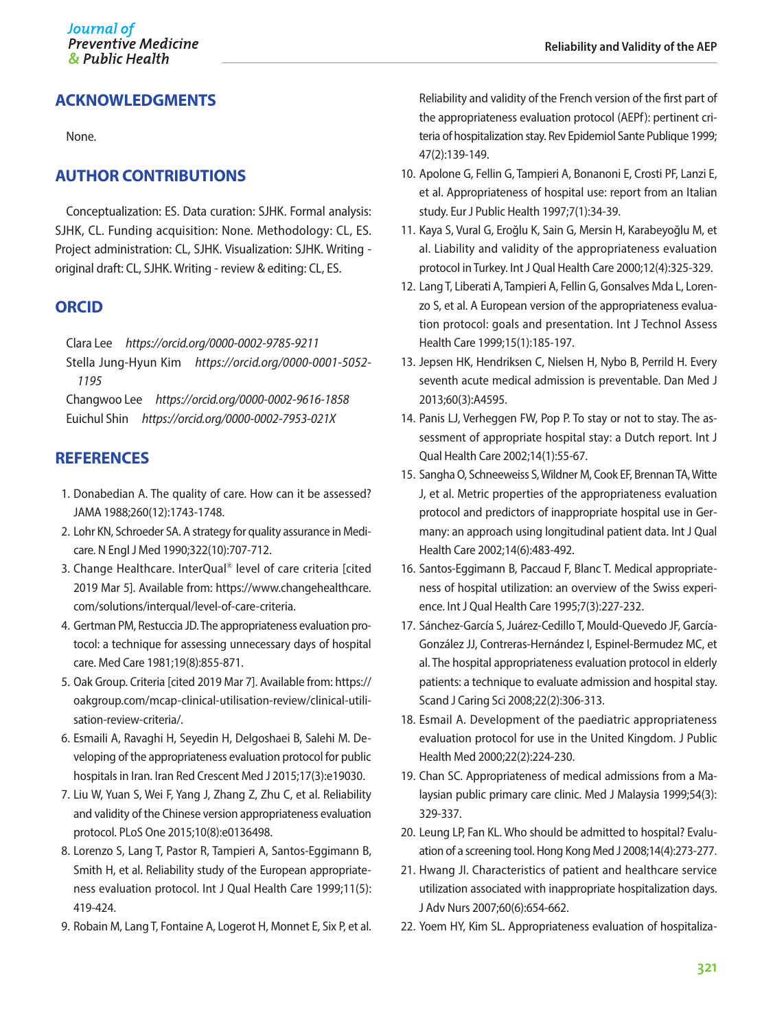## ACKNOWLEDGMENTS

None.

## AUTHOR CONTRIBUTIONS

Conceptualization: ES. Data curation: SJHK. Formal analysis: SJHK, CL. Funding acquisition: None. Methodology: CL, ES. Project administration: CL, SJHK. Visualization: SJHK. Writing - original draft: CL, SJHK. Writing - review & editing: CL, ES.

## ORCID

Clara Lee *https://orcid.org/0000-0002-9785-9211*
Stella Jung-Hyun Kim *https://orcid.org/0000-0001-5052-1195*
Changwoo Lee *https://orcid.org/0000-0002-9616-1858*
Euichul Shin *https://orcid.org/0000-0002-7953-021X*

## REFERENCES

1. Donabedian A. The quality of care. How can it be assessed? JAMA 1988;260(12):1743-1748.
2. Lohr KN, Schroeder SA. A strategy for quality assurance in Medicare. N Engl J Med 1990;322(10):707-712.
3. Change Healthcare. InterQual® level of care criteria [cited 2019 Mar 5]. Available from: https://www.changehealthcare.com/solutions/interqual/level-of-care-criteria.
4. Gertman PM, Restuccia JD. The appropriateness evaluation protocol: a technique for assessing unnecessary days of hospital care. Med Care 1981;19(8):855-871.
5. Oak Group. Criteria [cited 2019 Mar 7]. Available from: https://oakgroup.com/mcap-clinical-utilisation-review/clinical-utilisation-review-criteria/.
6. Esmaili A, Ravaghi H, Seyedin H, Delgoshaei B, Salehi M. Developing of the appropriateness evaluation protocol for public hospitals in Iran. Iran Red Crescent Med J 2015;17(3):e19030.
7. Liu W, Yuan S, Wei F, Yang J, Zhang Z, Zhu C, et al. Reliability and validity of the Chinese version appropriateness evaluation protocol. PLoS One 2015;10(8):e0136498.
8. Lorenzo S, Lang T, Pastor R, Tampieri A, Santos-Eggimann B, Smith H, et al. Reliability study of the European appropriateness evaluation protocol. Int J Qual Health Care 1999;11(5):419-424.
9. Robain M, Lang T, Fontaine A, Logerot H, Monnet E, Six P, et al. Reliability and validity of the French version of the first part of the appropriateness evaluation protocol (AEPf): pertinent criteria of hospitalization stay. Rev Epidemiol Sante Publique 1999;47(2):139-149.
10. Apolone G, Fellin G, Tampieri A, Bonanoni E, Crosti PF, Lanzi E, et al. Appropriateness of hospital use: report from an Italian study. Eur J Public Health 1997;7(1):34-39.
11. Kaya S, Vural G, Eroğlu K, Sain G, Mersin H, Karabeyoğlu M, et al. Liability and validity of the appropriateness evaluation protocol in Turkey. Int J Qual Health Care 2000;12(4):325-329.
12. Lang T, Liberati A, Tampieri A, Fellin G, Gonsalves Mda L, Lorenzo S, et al. A European version of the appropriateness evaluation protocol: goals and presentation. Int J Technol Assess Health Care 1999;15(1):185-197.
13. Jepsen HK, Hendriksen C, Nielsen H, Nybo B, Perrild H. Every seventh acute medical admission is preventable. Dan Med J 2013;60(3):A4595.
14. Panis LJ, Verheggen FW, Pop P. To stay or not to stay. The assessment of appropriate hospital stay: a Dutch report. Int J Qual Health Care 2002;14(1):55-67.
15. Sangha O, Schneeweiss S, Wildner M, Cook EF, Brennan TA, Witte J, et al. Metric properties of the appropriateness evaluation protocol and predictors of inappropriate hospital use in Germany: an approach using longitudinal patient data. Int J Qual Health Care 2002;14(6):483-492.
16. Santos-Eggimann B, Paccaud F, Blanc T. Medical appropriateness of hospital utilization: an overview of the Swiss experience. Int J Qual Health Care 1995;7(3):227-232.
17. Sánchez-García S, Juárez-Cedillo T, Mould-Quevedo JF, García-González JJ, Contreras-Hernández I, Espinel-Bermudez MC, et al. The hospital appropriateness evaluation protocol in elderly patients: a technique to evaluate admission and hospital stay. Scand J Caring Sci 2008;22(2):306-313.
18. Esmail A. Development of the paediatric appropriateness evaluation protocol for use in the United Kingdom. J Public Health Med 2000;22(2):224-230.
19. Chan SC. Appropriateness of medical admissions from a Malaysian public primary care clinic. Med J Malaysia 1999;54(3):329-337.
20. Leung LP, Fan KL. Who should be admitted to hospital? Evaluation of a screening tool. Hong Kong Med J 2008;14(4):273-277.
21. Hwang JI. Characteristics of patient and healthcare service utilization associated with inappropriate hospitalization days. J Adv Nurs 2007;60(6):654-662.
22. Yoem HY, Kim SL. Appropriateness evaluation of hospitaliza-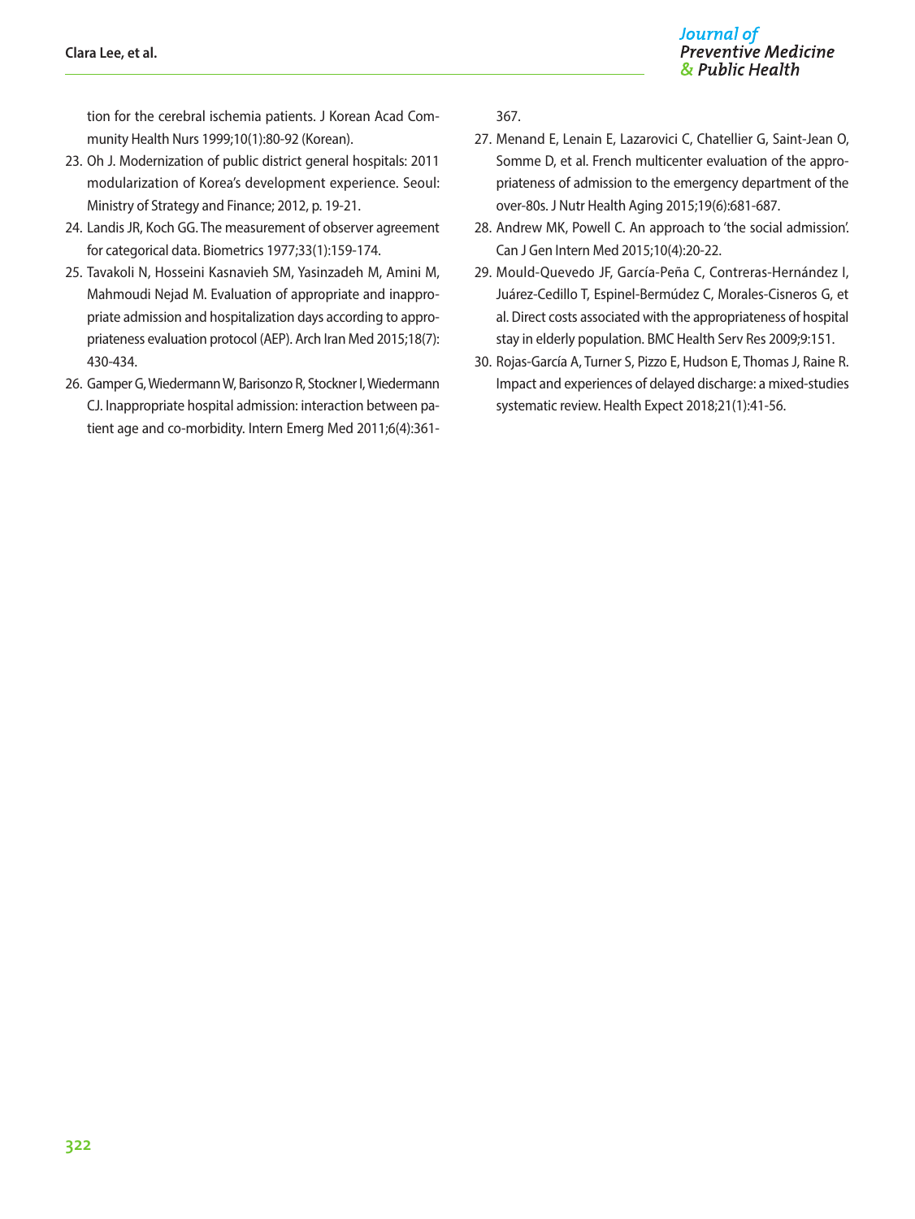tion for the cerebral ischemia patients. J Korean Acad Community Health Nurs 1999;10(1):80-92 (Korean).

23. Oh J. Modernization of public district general hospitals: 2011 modularization of Korea's development experience. Seoul: Ministry of Strategy and Finance; 2012, p. 19-21.
24. Landis JR, Koch GG. The measurement of observer agreement for categorical data. Biometrics 1977;33(1):159-174.
25. Tavakoli N, Hosseini Kasnavieh SM, Yasinzadeh M, Amini M, Mahmoudi Nejad M. Evaluation of appropriate and inappropriate admission and hospitalization days according to appropriateness evaluation protocol (AEP). Arch Iran Med 2015;18(7):430-434.
26. Gamper G, Wiedermann W, Barisonzo R, Stockner I, Wiedermann CJ. Inappropriate hospital admission: interaction between patient age and co-morbidity. Intern Emerg Med 2011;6(4):361-367.
27. Menand E, Lenain E, Lazarovici C, Chatellier G, Saint-Jean O, Somme D, et al. French multicenter evaluation of the appropriateness of admission to the emergency department of the over-80s. J Nutr Health Aging 2015;19(6):681-687.
28. Andrew MK, Powell C. An approach to 'the social admission'. Can J Gen Intern Med 2015;10(4):20-22.
29. Mould-Quevedo JF, García-Peña C, Contreras-Hernández I, Juárez-Cedillo T, Espinel-Bermúdez C, Morales-Cisneros G, et al. Direct costs associated with the appropriateness of hospital stay in elderly population. BMC Health Serv Res 2009;9:151.
30. Rojas-García A, Turner S, Pizzo E, Hudson E, Thomas J, Raine R. Impact and experiences of delayed discharge: a mixed-studies systematic review. Health Expect 2018;21(1):41-56.